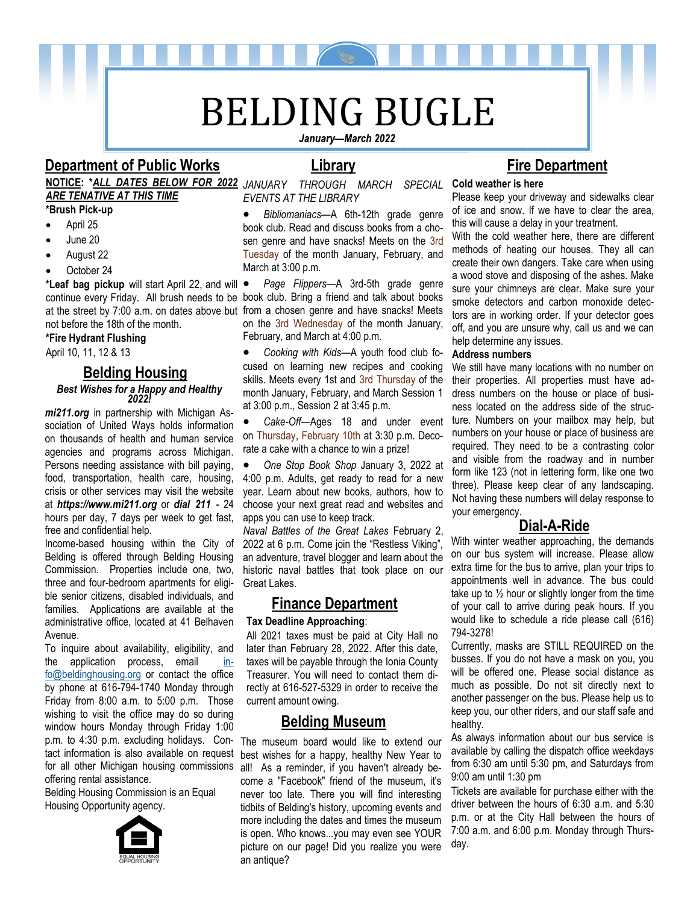# BELDING BUGLE

***January—March 2022***

## Department of Public Works

**NOTICE: *\*ALL DATES BELOW FOR 2022 ARE TENATIVE AT THIS TIME***

**\*Brush Pick-up**

- April 25
- June 20
- August 22
- October 24

**\*Leaf bag pickup** will start April 22, and will continue every Friday. All brush needs to be at the street by 7:00 a.m. on dates above but not before the 18th of the month.

**\*Fire Hydrant Flushing**

April 10, 11, 12 & 13

## Belding Housing

***Best Wishes for a Happy and Healthy 2022!***

***mi211.org*** in partnership with Michigan Association of United Ways holds information on thousands of health and human service agencies and programs across Michigan. Persons needing assistance with bill paying, food, transportation, health care, housing, crisis or other services may visit the website at ***https://www.mi211.org*** or ***dial 211*** - 24 hours per day, 7 days per week to get fast, free and confidential help.

Income-based housing within the City of Belding is offered through Belding Housing Commission. Properties include one, two, three and four-bedroom apartments for eligible senior citizens, disabled individuals, and families. Applications are available at the administrative office, located at 41 Belhaven Avenue.

To inquire about availability, eligibility, and the application process, email info@beldinghousing.org or contact the office by phone at 616-794-1740 Monday through Friday from 8:00 a.m. to 5:00 p.m. Those wishing to visit the office may do so during window hours Monday through Friday 1:00 p.m. to 4:30 p.m. excluding holidays. Contact information is also available on request for all other Michigan housing commissions offering rental assistance.

Belding Housing Commission is an Equal Housing Opportunity agency.

EQUAL HOUSING OPPORTUNITY

## Library

*JANUARY THROUGH MARCH SPECIAL EVENTS AT THE LIBRARY*

- *Bibliomaniacs*—A 6th-12th grade genre book club. Read and discuss books from a chosen genre and have snacks! Meets on the 3rd Tuesday of the month January, February, and March at 3:00 p.m.
- *Page Flippers*—A 3rd-5th grade genre book club. Bring a friend and talk about books from a chosen genre and have snacks! Meets on the 3rd Wednesday of the month January, February, and March at 4:00 p.m.
- *Cooking with Kids*—A youth food club focused on learning new recipes and cooking skills. Meets every 1st and 3rd Thursday of the month January, February, and March Session 1 at 3:00 p.m., Session 2 at 3:45 p.m.
- *Cake-Off*—Ages 18 and under event on Thursday, February 10th at 3:30 p.m. Decorate a cake with a chance to win a prize!
- *One Stop Book Shop* January 3, 2022 at 4:00 p.m. Adults, get ready to read for a new year. Learn about new books, authors, how to choose your next great read and websites and apps you can use to keep track.

*Naval Battles of the Great Lakes* February 2, 2022 at 6 p.m. Come join the "Restless Viking", an adventure, travel blogger and learn about the historic naval battles that took place on our Great Lakes.

## Finance Department

**Tax Deadline Approaching**:

All 2021 taxes must be paid at City Hall no later than February 28, 2022. After this date, taxes will be payable through the Ionia County Treasurer. You will need to contact them directly at 616-527-5329 in order to receive the current amount owing.

## Belding Museum

The museum board would like to extend our best wishes for a happy, healthy New Year to all! As a reminder, if you haven't already become a "Facebook" friend of the museum, it's never too late. There you will find interesting tidbits of Belding's history, upcoming events and more including the dates and times the museum is open. Who knows...you may even see YOUR picture on our page! Did you realize you were an antique?

## Fire Department

**Cold weather is here**

Please keep your driveway and sidewalks clear of ice and snow. If we have to clear the area, this will cause a delay in your treatment.

With the cold weather here, there are different methods of heating our houses. They all can create their own dangers. Take care when using a wood stove and disposing of the ashes. Make sure your chimneys are clear. Make sure your smoke detectors and carbon monoxide detectors are in working order. If your detector goes off, and you are unsure why, call us and we can help determine any issues.

**Address numbers**

We still have many locations with no number on their properties. All properties must have address numbers on the house or place of business located on the address side of the structure. Numbers on your mailbox may help, but numbers on your house or place of business are required. They need to be a contrasting color and visible from the roadway and in number form like 123 (not in lettering form, like one two three). Please keep clear of any landscaping. Not having these numbers will delay response to your emergency.

## Dial-A-Ride

With winter weather approaching, the demands on our bus system will increase. Please allow extra time for the bus to arrive, plan your trips to appointments well in advance. The bus could take up to ½ hour or slightly longer from the time of your call to arrive during peak hours. If you would like to schedule a ride please call (616) 794-3278!

Currently, masks are STILL REQUIRED on the busses. If you do not have a mask on you, you will be offered one. Please social distance as much as possible. Do not sit directly next to another passenger on the bus. Please help us to keep you, our other riders, and our staff safe and healthy.

As always information about our bus service is available by calling the dispatch office weekdays from 6:30 am until 5:30 pm, and Saturdays from 9:00 am until 1:30 pm

Tickets are available for purchase either with the driver between the hours of 6:30 a.m. and 5:30 p.m. or at the City Hall between the hours of 7:00 a.m. and 6:00 p.m. Monday through Thursday.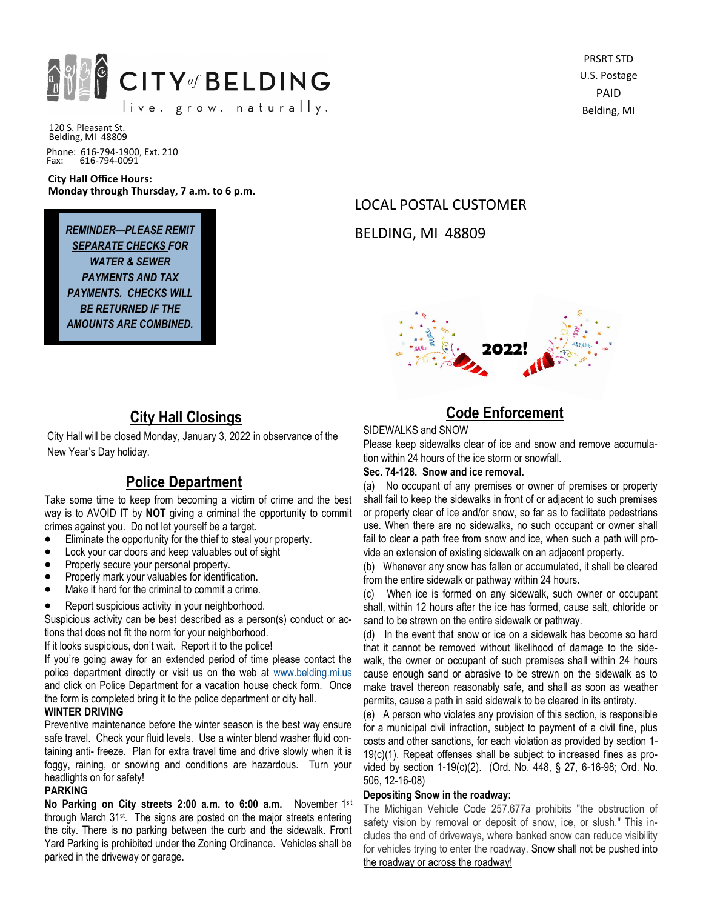CITY *of* BELDING

live. grow. naturally.

120 S. Pleasant St.
Belding, MI 48809

Phone: 616-794-1900, Ext. 210
Fax: 616-794-0091

**City Hall Office Hours:**
**Monday through Thursday, 7 a.m. to 6 p.m.**

PRSRT STD
U.S. Postage
PAID
Belding, MI

LOCAL POSTAL CUSTOMER

BELDING, MI 48809

***REMINDER—PLEASE REMIT SEPARATE CHECKS FOR WATER & SEWER PAYMENTS AND TAX PAYMENTS. CHECKS WILL BE RETURNED IF THE AMOUNTS ARE COMBINED.***

2022!

## City Hall Closings

City Hall will be closed Monday, January 3, 2022 in observance of the New Year's Day holiday.

## Police Department

Take some time to keep from becoming a victim of crime and the best way is to AVOID IT by **NOT** giving a criminal the opportunity to commit crimes against you. Do not let yourself be a target.

- Eliminate the opportunity for the thief to steal your property.
- Lock your car doors and keep valuables out of sight
- Properly secure your personal property.
- Properly mark your valuables for identification.
- Make it hard for the criminal to commit a crime.
- Report suspicious activity in your neighborhood.

Suspicious activity can be best described as a person(s) conduct or actions that does not fit the norm for your neighborhood.

If it looks suspicious, don't wait. Report it to the police!

If you're going away for an extended period of time please contact the police department directly or visit us on the web at www.belding.mi.us and click on Police Department for a vacation house check form. Once the form is completed bring it to the police department or city hall.

**WINTER DRIVING**

Preventive maintenance before the winter season is the best way ensure safe travel. Check your fluid levels. Use a winter blend washer fluid containing anti- freeze. Plan for extra travel time and drive slowly when it is foggy, raining, or snowing and conditions are hazardous. Turn your headlights on for safety!

**PARKING**

**No Parking on City streets 2:00 a.m. to 6:00 a.m.** November 1st through March 31st. The signs are posted on the major streets entering the city. There is no parking between the curb and the sidewalk. Front Yard Parking is prohibited under the Zoning Ordinance. Vehicles shall be parked in the driveway or garage.

## Code Enforcement

SIDEWALKS and SNOW

Please keep sidewalks clear of ice and snow and remove accumulation within 24 hours of the ice storm or snowfall.

**Sec. 74-128. Snow and ice removal.**

(a) No occupant of any premises or owner of premises or property shall fail to keep the sidewalks in front of or adjacent to such premises or property clear of ice and/or snow, so far as to facilitate pedestrians use. When there are no sidewalks, no such occupant or owner shall fail to clear a path free from snow and ice, when such a path will provide an extension of existing sidewalk on an adjacent property.

(b) Whenever any snow has fallen or accumulated, it shall be cleared from the entire sidewalk or pathway within 24 hours.

(c) When ice is formed on any sidewalk, such owner or occupant shall, within 12 hours after the ice has formed, cause salt, chloride or sand to be strewn on the entire sidewalk or pathway.

(d) In the event that snow or ice on a sidewalk has become so hard that it cannot be removed without likelihood of damage to the sidewalk, the owner or occupant of such premises shall within 24 hours cause enough sand or abrasive to be strewn on the sidewalk as to make travel thereon reasonably safe, and shall as soon as weather permits, cause a path in said sidewalk to be cleared in its entirety.

(e) A person who violates any provision of this section, is responsible for a municipal civil infraction, subject to payment of a civil fine, plus costs and other sanctions, for each violation as provided by section 1-19(c)(1). Repeat offenses shall be subject to increased fines as provided by section 1-19(c)(2). (Ord. No. 448, § 27, 6-16-98; Ord. No. 506, 12-16-08)

**Depositing Snow in the roadway:**

The Michigan Vehicle Code 257.677a prohibits "the obstruction of safety vision by removal or deposit of snow, ice, or slush." This includes the end of driveways, where banked snow can reduce visibility for vehicles trying to enter the roadway. Snow shall not be pushed into the roadway or across the roadway!